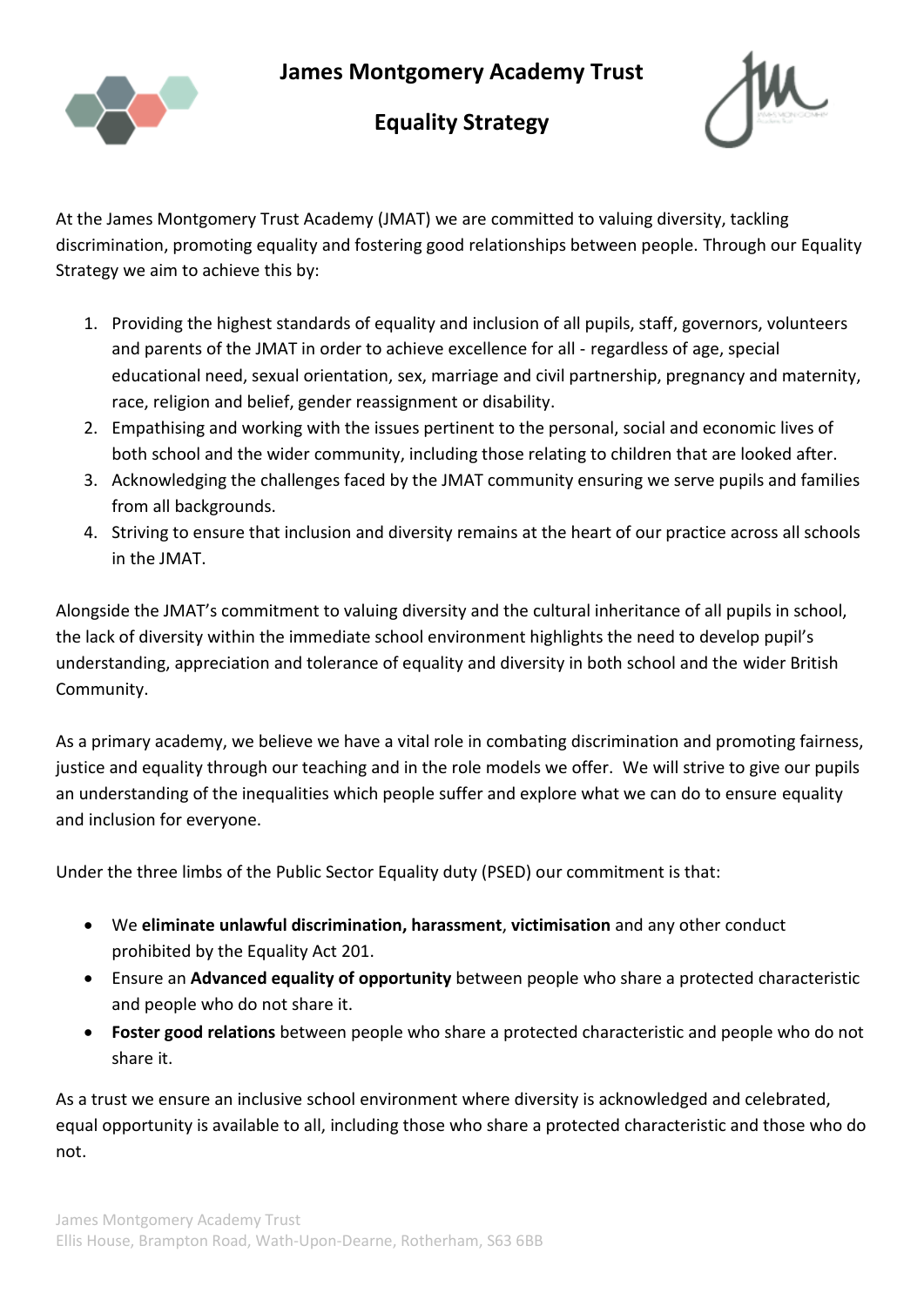# James Montgomery Academy Trust

## Equality Strategy

At the James Montgomery Trust Academy (JMAT) we are committed to valuing diversity, tackling discrimination, promoting equality and fostering good relationships between people. Through our Equality Strategy we aim to achieve this by:

1. Providing the highest standards of equality and inclusion of all pupils, staff, governors, volunteers and parents of the JMAT in order to achieve excellence for all - regardless of age, special educational need, sexual orientation, sex, marriage and civil partnership, pregnancy and maternity, race, religion and belief, gender reassignment or disability.
2. Empathising and working with the issues pertinent to the personal, social and economic lives of both school and the wider community, including those relating to children that are looked after.
3. Acknowledging the challenges faced by the JMAT community ensuring we serve pupils and families from all backgrounds.
4. Striving to ensure that inclusion and diversity remains at the heart of our practice across all schools in the JMAT.

Alongside the JMAT's commitment to valuing diversity and the cultural inheritance of all pupils in school, the lack of diversity within the immediate school environment highlights the need to develop pupil's understanding, appreciation and tolerance of equality and diversity in both school and the wider British Community.

As a primary academy, we believe we have a vital role in combating discrimination and promoting fairness, justice and equality through our teaching and in the role models we offer. We will strive to give our pupils an understanding of the inequalities which people suffer and explore what we can do to ensure equality and inclusion for everyone.

Under the three limbs of the Public Sector Equality duty (PSED) our commitment is that:

- We **eliminate unlawful discrimination, harassment**, **victimisation** and any other conduct prohibited by the Equality Act 201.
- Ensure an **Advanced equality of opportunity** between people who share a protected characteristic and people who do not share it.
- **Foster good relations** between people who share a protected characteristic and people who do not share it.

As a trust we ensure an inclusive school environment where diversity is acknowledged and celebrated, equal opportunity is available to all, including those who share a protected characteristic and those who do not.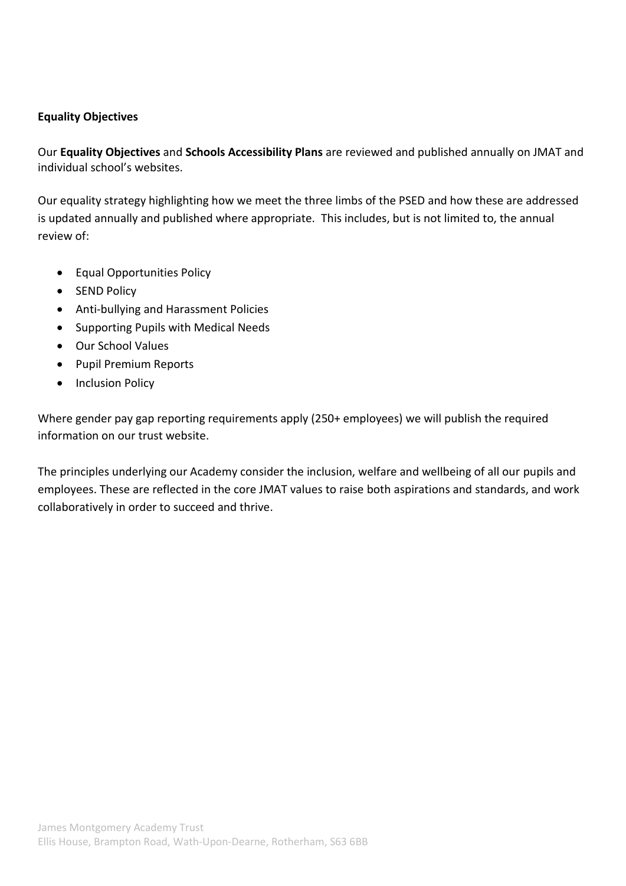**Equality Objectives**

Our **Equality Objectives** and **Schools Accessibility Plans** are reviewed and published annually on JMAT and individual school's websites.

Our equality strategy highlighting how we meet the three limbs of the PSED and how these are addressed is updated annually and published where appropriate. This includes, but is not limited to, the annual review of:

- Equal Opportunities Policy
- SEND Policy
- Anti-bullying and Harassment Policies
- Supporting Pupils with Medical Needs
- Our School Values
- Pupil Premium Reports
- Inclusion Policy

Where gender pay gap reporting requirements apply (250+ employees) we will publish the required information on our trust website.

The principles underlying our Academy consider the inclusion, welfare and wellbeing of all our pupils and employees. These are reflected in the core JMAT values to raise both aspirations and standards, and work collaboratively in order to succeed and thrive.